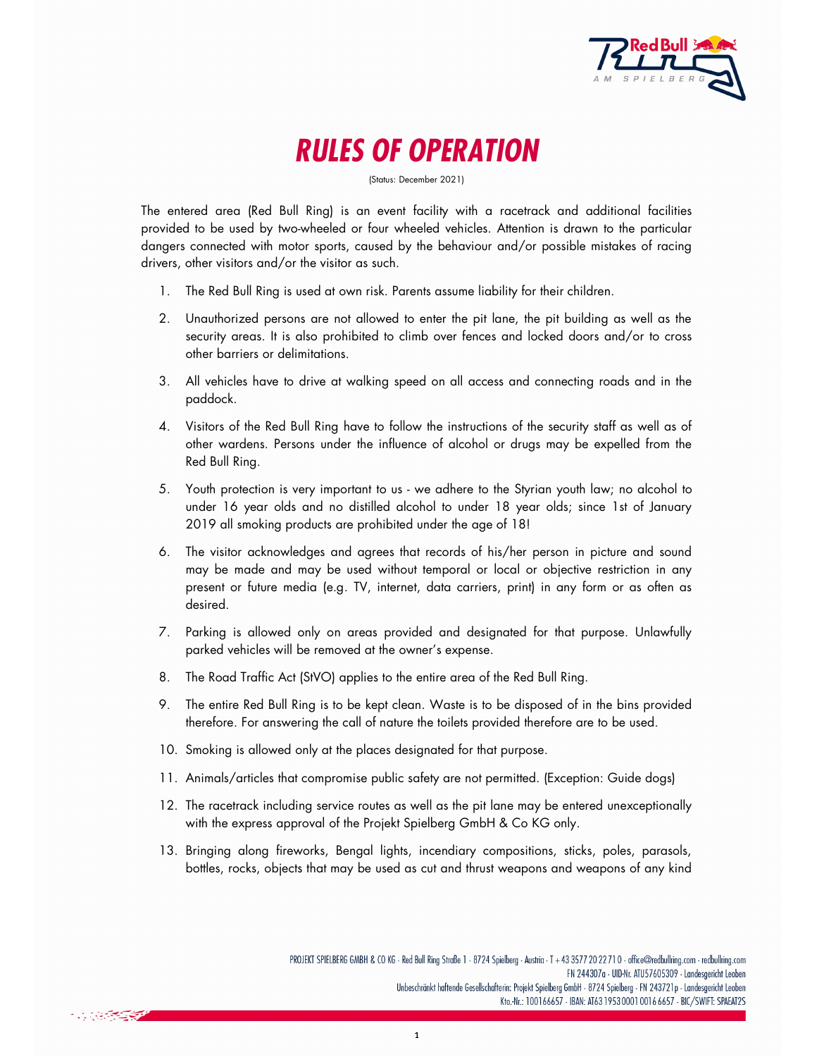# RULES OF OPERATION

(Status: December 2021)

The entered area (Red Bull Ring) is an event facility with a racetrack and additional facilities provided to be used by two-wheeled or four wheeled vehicles. Attention is drawn to the particular dangers connected with motor sports, caused by the behaviour and/or possible mistakes of racing drivers, other visitors and/or the visitor as such.

1. The Red Bull Ring is used at own risk. Parents assume liability for their children.
2. Unauthorized persons are not allowed to enter the pit lane, the pit building as well as the security areas. It is also prohibited to climb over fences and locked doors and/or to cross other barriers or delimitations.
3. All vehicles have to drive at walking speed on all access and connecting roads and in the paddock.
4. Visitors of the Red Bull Ring have to follow the instructions of the security staff as well as of other wardens. Persons under the influence of alcohol or drugs may be expelled from the Red Bull Ring.
5. Youth protection is very important to us - we adhere to the Styrian youth law; no alcohol to under 16 year olds and no distilled alcohol to under 18 year olds; since 1st of January 2019 all smoking products are prohibited under the age of 18!
6. The visitor acknowledges and agrees that records of his/her person in picture and sound may be made and may be used without temporal or local or objective restriction in any present or future media (e.g. TV, internet, data carriers, print) in any form or as often as desired.
7. Parking is allowed only on areas provided and designated for that purpose. Unlawfully parked vehicles will be removed at the owner's expense.
8. The Road Traffic Act (StVO) applies to the entire area of the Red Bull Ring.
9. The entire Red Bull Ring is to be kept clean. Waste is to be disposed of in the bins provided therefore. For answering the call of nature the toilets provided therefore are to be used.
10. Smoking is allowed only at the places designated for that purpose.
11. Animals/articles that compromise public safety are not permitted. (Exception: Guide dogs)
12. The racetrack including service routes as well as the pit lane may be entered unexceptionally with the express approval of the Projekt Spielberg GmbH & Co KG only.
13. Bringing along fireworks, Bengal lights, incendiary compositions, sticks, poles, parasols, bottles, rocks, objects that may be used as cut and thrust weapons and weapons of any kind

PROJEKT SPIELBERG GMBH & CO KG · Red Bull Ring Straße 1 · 8724 Spielberg · Austria · T +43 3577 20 22 71 0 · office@redbullring.com · redbullring.com
FN 244307a · UID-Nr. ATU57605309 · Landesgericht Leoben
Unbeschränkt haftende Gesellschafterin: Projekt Spielberg GmbH · 8724 Spielberg · FN 243721p · Landesgericht Leoben
Kto.-Nr.: 100166657 · IBAN: AT63 1953 0001 0016 6657 · BIC/SWIFT: SPAEAT2S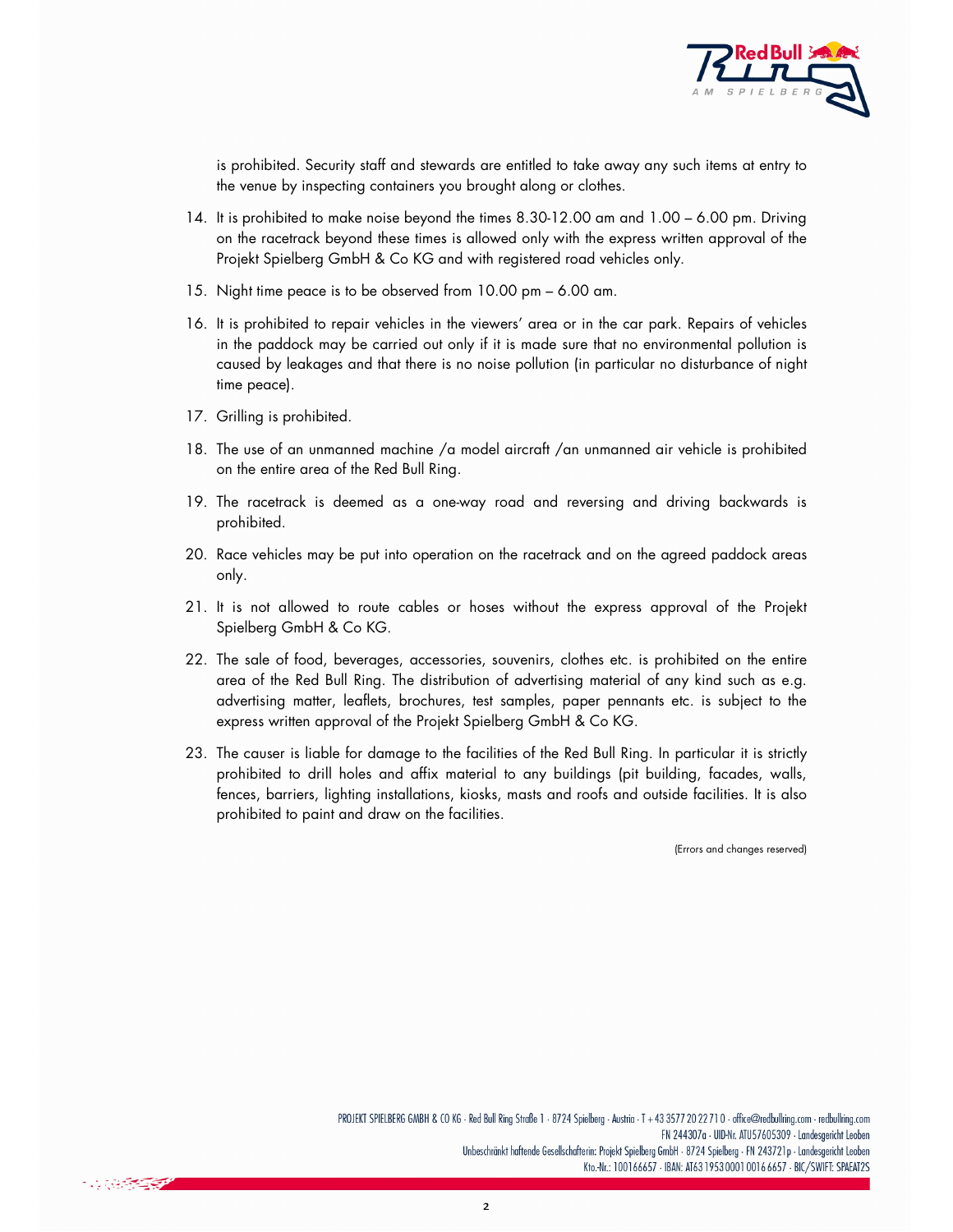is prohibited. Security staff and stewards are entitled to take away any such items at entry to the venue by inspecting containers you brought along or clothes.

14. It is prohibited to make noise beyond the times 8.30-12.00 am and 1.00 – 6.00 pm. Driving on the racetrack beyond these times is allowed only with the express written approval of the Projekt Spielberg GmbH & Co KG and with registered road vehicles only.
15. Night time peace is to be observed from 10.00 pm – 6.00 am.
16. It is prohibited to repair vehicles in the viewers' area or in the car park. Repairs of vehicles in the paddock may be carried out only if it is made sure that no environmental pollution is caused by leakages and that there is no noise pollution (in particular no disturbance of night time peace).
17. Grilling is prohibited.
18. The use of an unmanned machine /a model aircraft /an unmanned air vehicle is prohibited on the entire area of the Red Bull Ring.
19. The racetrack is deemed as a one-way road and reversing and driving backwards is prohibited.
20. Race vehicles may be put into operation on the racetrack and on the agreed paddock areas only.
21. It is not allowed to route cables or hoses without the express approval of the Projekt Spielberg GmbH & Co KG.
22. The sale of food, beverages, accessories, souvenirs, clothes etc. is prohibited on the entire area of the Red Bull Ring. The distribution of advertising material of any kind such as e.g. advertising matter, leaflets, brochures, test samples, paper pennants etc. is subject to the express written approval of the Projekt Spielberg GmbH & Co KG.
23. The causer is liable for damage to the facilities of the Red Bull Ring. In particular it is strictly prohibited to drill holes and affix material to any buildings (pit building, facades, walls, fences, barriers, lighting installations, kiosks, masts and roofs and outside facilities. It is also prohibited to paint and draw on the facilities.

(Errors and changes reserved)

PROJEKT SPIELBERG GMBH & CO KG · Red Bull Ring Straße 1 · 8724 Spielberg · Austria · T +43 3577 20 22 71 0 · office@redbullring.com · redbullring.com
FN 244307a · UID-Nr. ATU57605309 · Landesgericht Leoben
Unbeschränkt haftende Gesellschafterin: Projekt Spielberg GmbH · 8724 Spielberg · FN 243721p · Landesgericht Leoben
Kto.-Nr.: 100166657 · IBAN: AT63 1953 0001 0016 6657 · BIC/SWIFT: SPAEAT2S